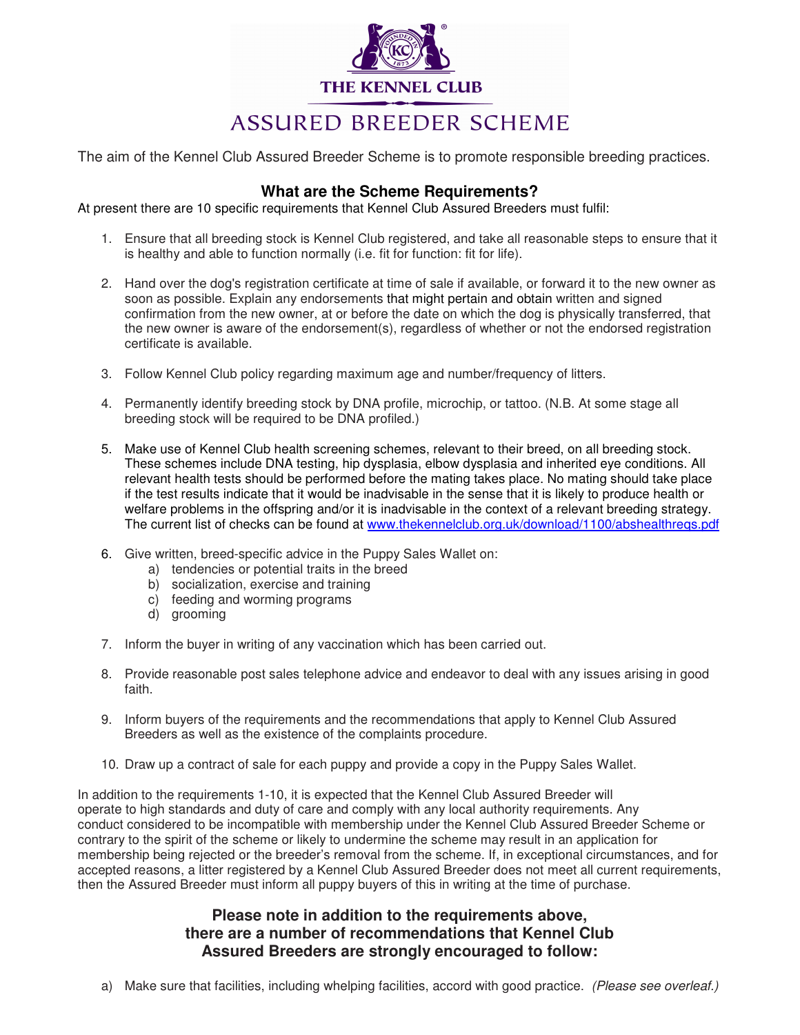# THE KENNEL CLUB

# ASSURED BREEDER SCHEME

The aim of the Kennel Club Assured Breeder Scheme is to promote responsible breeding practices.

## What are the Scheme Requirements?

At present there are 10 specific requirements that Kennel Club Assured Breeders must fulfil:

1. Ensure that all breeding stock is Kennel Club registered, and take all reasonable steps to ensure that it is healthy and able to function normally (i.e. fit for function: fit for life).
2. Hand over the dog's registration certificate at time of sale if available, or forward it to the new owner as soon as possible. Explain any endorsements that might pertain and obtain written and signed confirmation from the new owner, at or before the date on which the dog is physically transferred, that the new owner is aware of the endorsement(s), regardless of whether or not the endorsed registration certificate is available.
3. Follow Kennel Club policy regarding maximum age and number/frequency of litters.
4. Permanently identify breeding stock by DNA profile, microchip, or tattoo. (N.B. At some stage all breeding stock will be required to be DNA profiled.)
5. Make use of Kennel Club health screening schemes, relevant to their breed, on all breeding stock. These schemes include DNA testing, hip dysplasia, elbow dysplasia and inherited eye conditions. All relevant health tests should be performed before the mating takes place. No mating should take place if the test results indicate that it would be inadvisable in the sense that it is likely to produce health or welfare problems in the offspring and/or it is inadvisable in the context of a relevant breeding strategy. The current list of checks can be found at www.thekennelclub.org.uk/download/1100/abshealthreqs.pdf
6. Give written, breed-specific advice in the Puppy Sales Wallet on:
   a) tendencies or potential traits in the breed
   b) socialization, exercise and training
   c) feeding and worming programs
   d) grooming
7. Inform the buyer in writing of any vaccination which has been carried out.
8. Provide reasonable post sales telephone advice and endeavor to deal with any issues arising in good faith.
9. Inform buyers of the requirements and the recommendations that apply to Kennel Club Assured Breeders as well as the existence of the complaints procedure.
10. Draw up a contract of sale for each puppy and provide a copy in the Puppy Sales Wallet.

In addition to the requirements 1-10, it is expected that the Kennel Club Assured Breeder will operate to high standards and duty of care and comply with any local authority requirements. Any conduct considered to be incompatible with membership under the Kennel Club Assured Breeder Scheme or contrary to the spirit of the scheme or likely to undermine the scheme may result in an application for membership being rejected or the breeder's removal from the scheme. If, in exceptional circumstances, and for accepted reasons, a litter registered by a Kennel Club Assured Breeder does not meet all current requirements, then the Assured Breeder must inform all puppy buyers of this in writing at the time of purchase.

## Please note in addition to the requirements above, there are a number of recommendations that Kennel Club Assured Breeders are strongly encouraged to follow:

a) Make sure that facilities, including whelping facilities, accord with good practice. *(Please see overleaf.)*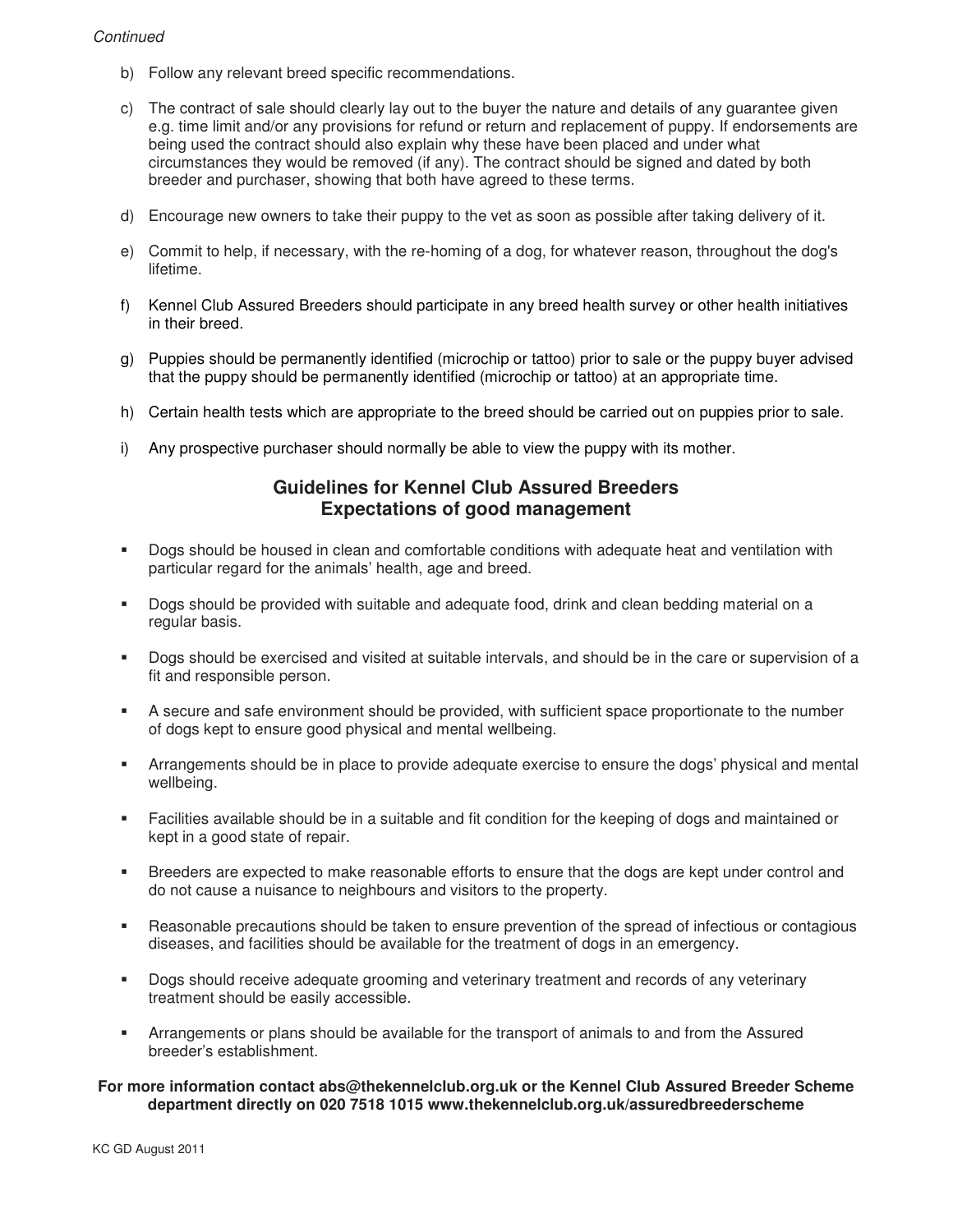*Continued*

b) Follow any relevant breed specific recommendations.

c) The contract of sale should clearly lay out to the buyer the nature and details of any guarantee given e.g. time limit and/or any provisions for refund or return and replacement of puppy. If endorsements are being used the contract should also explain why these have been placed and under what circumstances they would be removed (if any). The contract should be signed and dated by both breeder and purchaser, showing that both have agreed to these terms.

d) Encourage new owners to take their puppy to the vet as soon as possible after taking delivery of it.

e) Commit to help, if necessary, with the re-homing of a dog, for whatever reason, throughout the dog's lifetime.

f) Kennel Club Assured Breeders should participate in any breed health survey or other health initiatives in their breed.

g) Puppies should be permanently identified (microchip or tattoo) prior to sale or the puppy buyer advised that the puppy should be permanently identified (microchip or tattoo) at an appropriate time.

h) Certain health tests which are appropriate to the breed should be carried out on puppies prior to sale.

i) Any prospective purchaser should normally be able to view the puppy with its mother.

## Guidelines for Kennel Club Assured Breeders
## Expectations of good management

- Dogs should be housed in clean and comfortable conditions with adequate heat and ventilation with particular regard for the animals' health, age and breed.
- Dogs should be provided with suitable and adequate food, drink and clean bedding material on a regular basis.
- Dogs should be exercised and visited at suitable intervals, and should be in the care or supervision of a fit and responsible person.
- A secure and safe environment should be provided, with sufficient space proportionate to the number of dogs kept to ensure good physical and mental wellbeing.
- Arrangements should be in place to provide adequate exercise to ensure the dogs' physical and mental wellbeing.
- Facilities available should be in a suitable and fit condition for the keeping of dogs and maintained or kept in a good state of repair.
- Breeders are expected to make reasonable efforts to ensure that the dogs are kept under control and do not cause a nuisance to neighbours and visitors to the property.
- Reasonable precautions should be taken to ensure prevention of the spread of infectious or contagious diseases, and facilities should be available for the treatment of dogs in an emergency.
- Dogs should receive adequate grooming and veterinary treatment and records of any veterinary treatment should be easily accessible.
- Arrangements or plans should be available for the transport of animals to and from the Assured breeder's establishment.

**For more information contact abs@thekennelclub.org.uk or the Kennel Club Assured Breeder Scheme department directly on 020 7518 1015 www.thekennelclub.org.uk/assuredbreederscheme**

KC GD August 2011